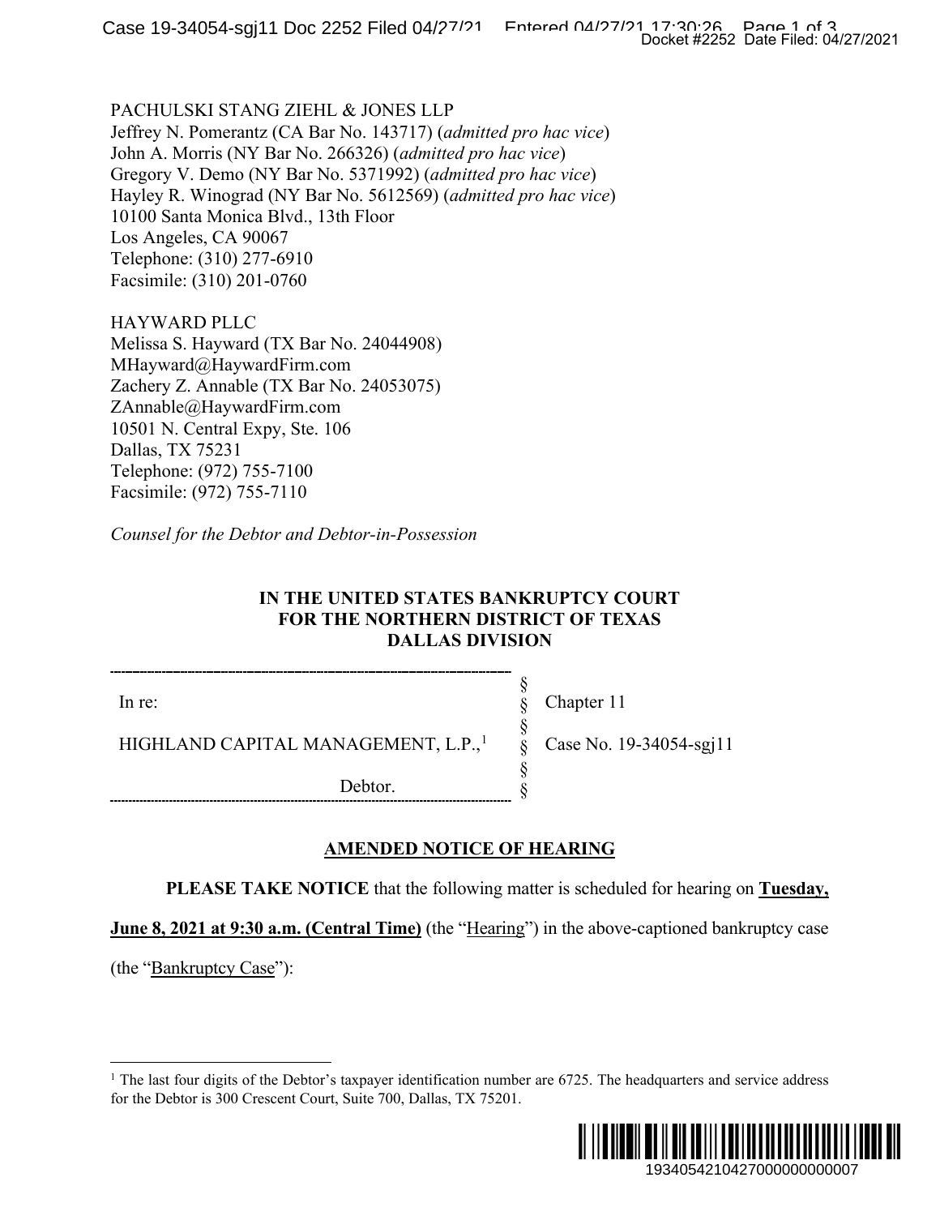PACHULSKI STANG ZIEHL & JONES LLP
Jeffrey N. Pomerantz (CA Bar No. 143717) (*admitted pro hac vice*)
John A. Morris (NY Bar No. 266326) (*admitted pro hac vice*)
Gregory V. Demo (NY Bar No. 5371992) (*admitted pro hac vice*)
Hayley R. Winograd (NY Bar No. 5612569) (*admitted pro hac vice*)
10100 Santa Monica Blvd., 13th Floor
Los Angeles, CA 90067
Telephone: (310) 277-6910
Facsimile: (310) 201-0760

HAYWARD PLLC
Melissa S. Hayward (TX Bar No. 24044908)
MHayward@HaywardFirm.com
Zachery Z. Annable (TX Bar No. 24053075)
ZAnnable@HaywardFirm.com
10501 N. Central Expy, Ste. 106
Dallas, TX 75231
Telephone: (972) 755-7100
Facsimile: (972) 755-7110

*Counsel for the Debtor and Debtor-in-Possession*

**IN THE UNITED STATES BANKRUPTCY COURT
FOR THE NORTHERN DISTRICT OF TEXAS
DALLAS DIVISION**

| | | |
|---|---|---|
| In re: | § | Chapter 11 |
| | § | |
| HIGHLAND CAPITAL MANAGEMENT, L.P.,[1] | § | Case No. 19-34054-sgj11 |
| | § | |
| Debtor. | § | |

**AMENDED NOTICE OF HEARING**

**PLEASE TAKE NOTICE** that the following matter is scheduled for hearing on **Tuesday, June 8, 2021 at 9:30 a.m. (Central Time)** (the "Hearing") in the above-captioned bankruptcy case (the "Bankruptcy Case"):

[1] The last four digits of the Debtor's taxpayer identification number are 6725. The headquarters and service address for the Debtor is 300 Crescent Court, Suite 700, Dallas, TX 75201.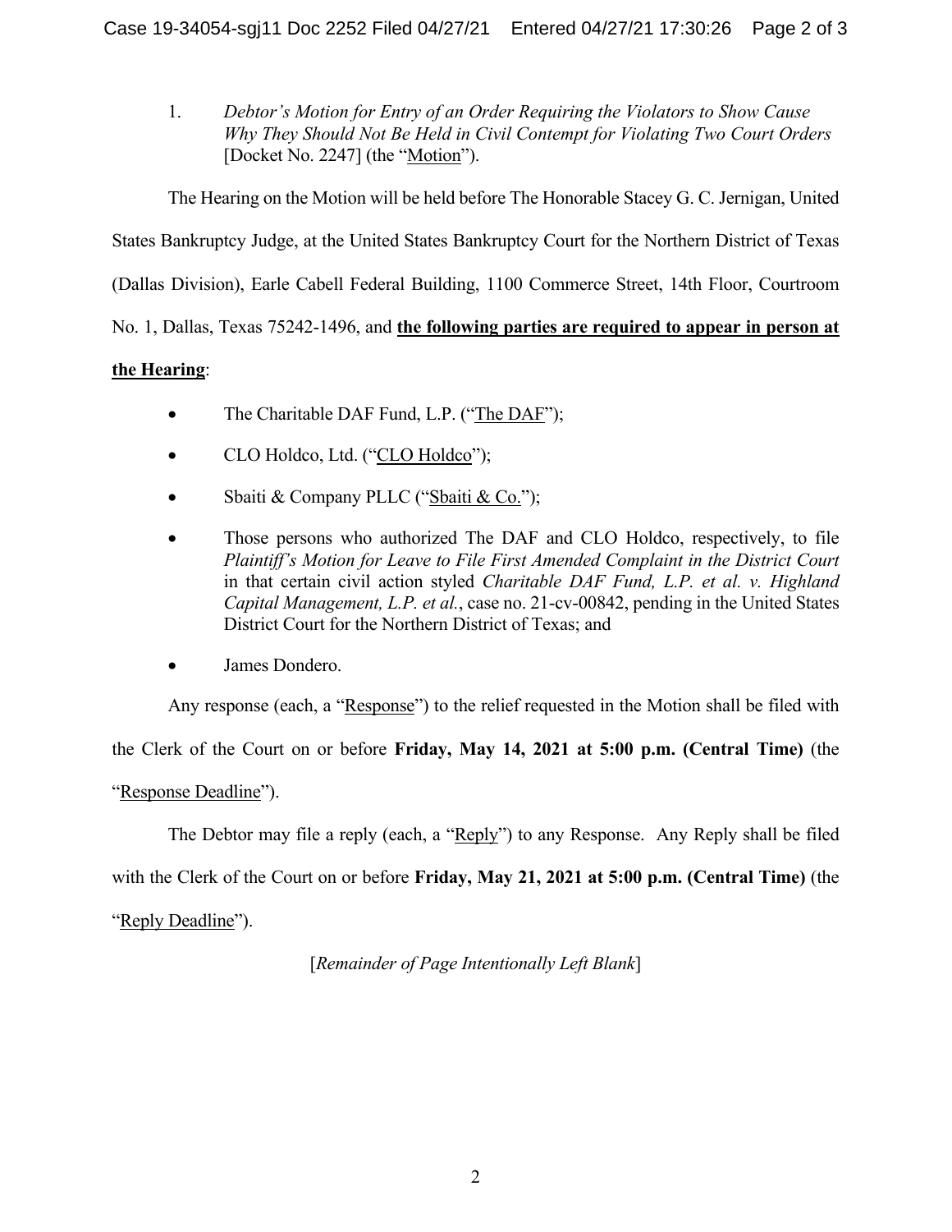1. *Debtor's Motion for Entry of an Order Requiring the Violators to Show Cause Why They Should Not Be Held in Civil Contempt for Violating Two Court Orders* [Docket No. 2247] (the "Motion").

The Hearing on the Motion will be held before The Honorable Stacey G. C. Jernigan, United States Bankruptcy Judge, at the United States Bankruptcy Court for the Northern District of Texas (Dallas Division), Earle Cabell Federal Building, 1100 Commerce Street, 14th Floor, Courtroom No. 1, Dallas, Texas 75242-1496, and **the following parties are required to appear in person at the Hearing**:

- The Charitable DAF Fund, L.P. ("The DAF");
- CLO Holdco, Ltd. ("CLO Holdco");
- Sbaiti & Company PLLC ("Sbaiti & Co.");
- Those persons who authorized The DAF and CLO Holdco, respectively, to file *Plaintiff's Motion for Leave to File First Amended Complaint in the District Court* in that certain civil action styled *Charitable DAF Fund, L.P. et al. v. Highland Capital Management, L.P. et al.*, case no. 21-cv-00842, pending in the United States District Court for the Northern District of Texas; and
- James Dondero.

Any response (each, a "Response") to the relief requested in the Motion shall be filed with the Clerk of the Court on or before **Friday, May 14, 2021 at 5:00 p.m. (Central Time)** (the "Response Deadline").

The Debtor may file a reply (each, a "Reply") to any Response. Any Reply shall be filed with the Clerk of the Court on or before **Friday, May 21, 2021 at 5:00 p.m. (Central Time)** (the "Reply Deadline").

[*Remainder of Page Intentionally Left Blank*]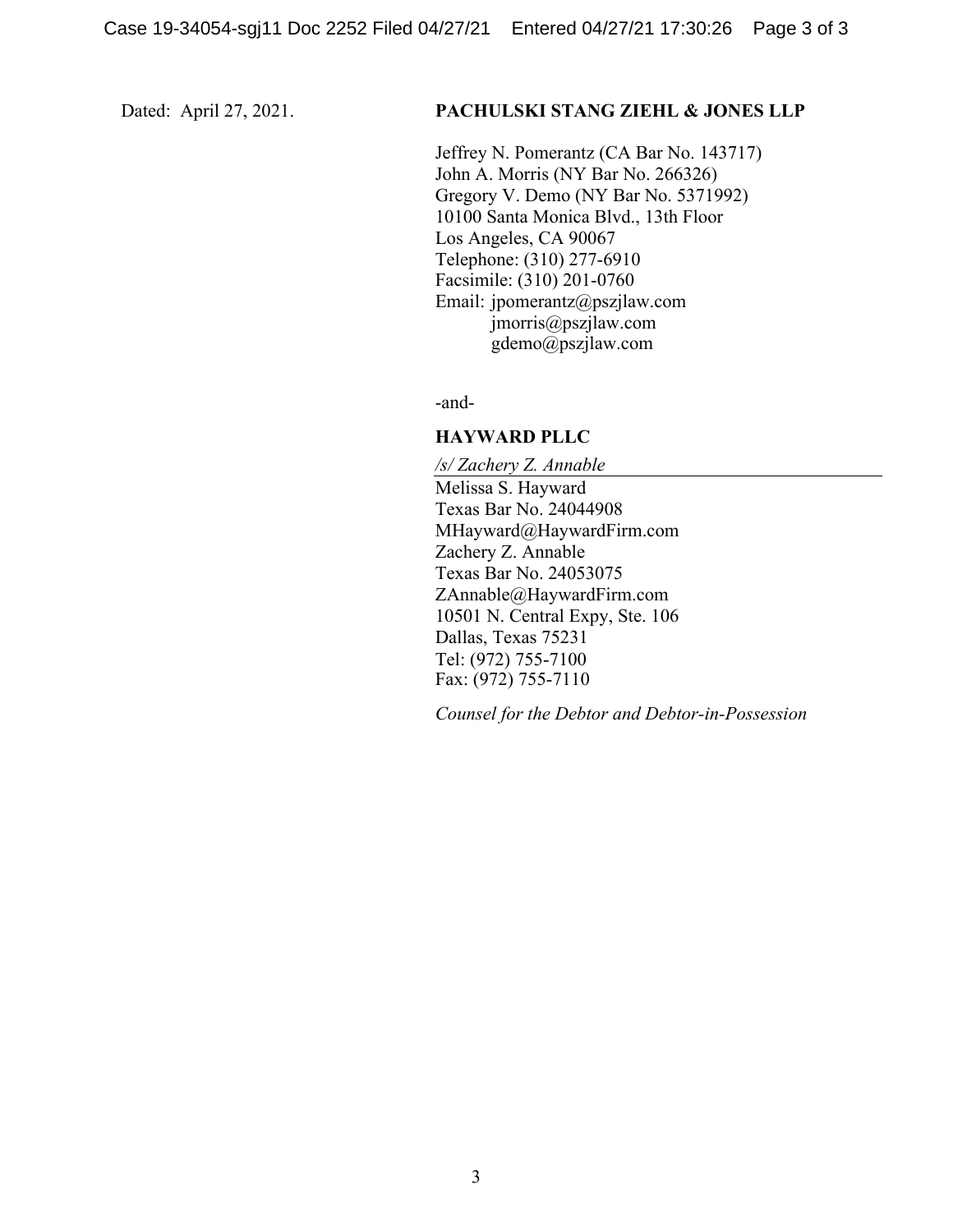Dated: April 27, 2021.

**PACHULSKI STANG ZIEHL & JONES LLP**

Jeffrey N. Pomerantz (CA Bar No. 143717)
John A. Morris (NY Bar No. 266326)
Gregory V. Demo (NY Bar No. 5371992)
10100 Santa Monica Blvd., 13th Floor
Los Angeles, CA 90067
Telephone: (310) 277-6910
Facsimile: (310) 201-0760
Email: jpomerantz@pszjlaw.com
jmorris@pszjlaw.com
gdemo@pszjlaw.com

-and-

**HAYWARD PLLC**

*/s/ Zachery Z. Annable*

Melissa S. Hayward
Texas Bar No. 24044908
MHayward@HaywardFirm.com
Zachery Z. Annable
Texas Bar No. 24053075
ZAnnable@HaywardFirm.com
10501 N. Central Expy, Ste. 106
Dallas, Texas 75231
Tel: (972) 755-7100
Fax: (972) 755-7110

*Counsel for the Debtor and Debtor-in-Possession*